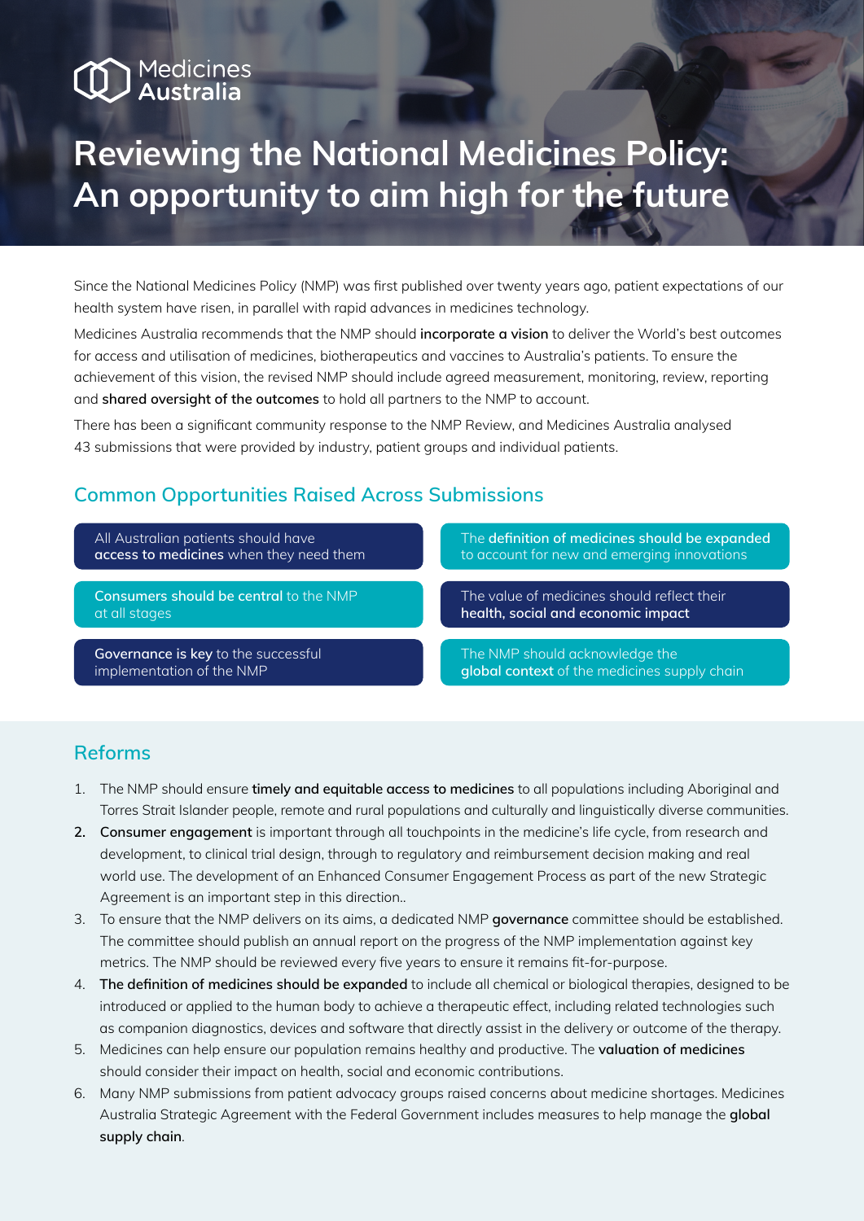Medicines Australia

# Reviewing the National Medicines Policy: An opportunity to aim high for the future

Since the National Medicines Policy (NMP) was first published over twenty years ago, patient expectations of our health system have risen, in parallel with rapid advances in medicines technology.

Medicines Australia recommends that the NMP should **incorporate a vision** to deliver the World's best outcomes for access and utilisation of medicines, biotherapeutics and vaccines to Australia's patients. To ensure the achievement of this vision, the revised NMP should include agreed measurement, monitoring, review, reporting and **shared oversight of the outcomes** to hold all partners to the NMP to account.

There has been a significant community response to the NMP Review, and Medicines Australia analysed 43 submissions that were provided by industry, patient groups and individual patients.

## Common Opportunities Raised Across Submissions

- All Australian patients should have **access to medicines** when they need them
- The **definition of medicines should be expanded** to account for new and emerging innovations
- **Consumers should be central** to the NMP at all stages
- The value of medicines should reflect their **health, social and economic impact**
- **Governance is key** to the successful implementation of the NMP
- The NMP should acknowledge the **global context** of the medicines supply chain

## Reforms

1. The NMP should ensure **timely and equitable access to medicines** to all populations including Aboriginal and Torres Strait Islander people, remote and rural populations and culturally and linguistically diverse communities.
2. **Consumer engagement** is important through all touchpoints in the medicine's life cycle, from research and development, to clinical trial design, through to regulatory and reimbursement decision making and real world use. The development of an Enhanced Consumer Engagement Process as part of the new Strategic Agreement is an important step in this direction..
3. To ensure that the NMP delivers on its aims, a dedicated NMP **governance** committee should be established. The committee should publish an annual report on the progress of the NMP implementation against key metrics. The NMP should be reviewed every five years to ensure it remains fit-for-purpose.
4. **The definition of medicines should be expanded** to include all chemical or biological therapies, designed to be introduced or applied to the human body to achieve a therapeutic effect, including related technologies such as companion diagnostics, devices and software that directly assist in the delivery or outcome of the therapy.
5. Medicines can help ensure our population remains healthy and productive. The **valuation of medicines** should consider their impact on health, social and economic contributions.
6. Many NMP submissions from patient advocacy groups raised concerns about medicine shortages. Medicines Australia Strategic Agreement with the Federal Government includes measures to help manage the **global supply chain**.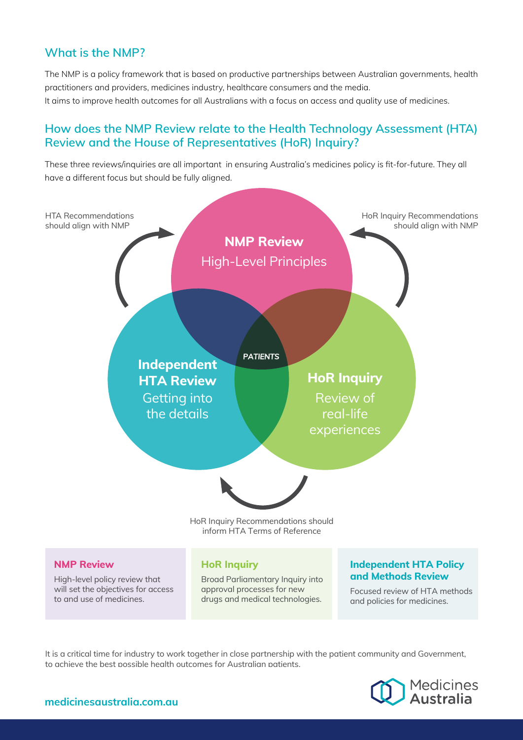## What is the NMP?

The NMP is a policy framework that is based on productive partnerships between Australian governments, health practitioners and providers, medicines industry, healthcare consumers and the media.
It aims to improve health outcomes for all Australians with a focus on access and quality use of medicines.

## How does the NMP Review relate to the Health Technology Assessment (HTA) Review and the House of Representatives (HoR) Inquiry?

These three reviews/inquiries are all important in ensuring Australia's medicines policy is fit-for-future. They all have a different focus but should be fully aligned.

HTA Recommendations should align with NMP

HoR Inquiry Recommendations should align with NMP

**NMP Review**
High-Level Principles

PATIENTS

**Independent HTA Review**
Getting into the details

**HoR Inquiry**
Review of real-life experiences

HoR Inquiry Recommendations should inform HTA Terms of Reference

**NMP Review**

High-level policy review that will set the objectives for access to and use of medicines.

**HoR Inquiry**

Broad Parliamentary Inquiry into approval processes for new drugs and medical technologies.

**Independent HTA Policy and Methods Review**

Focused review of HTA methods and policies for medicines.

It is a critical time for industry to work together in close partnership with the patient community and Government, to achieve the best possible health outcomes for Australian patients.

**medicinesaustralia.com.au**

Medicines Australia